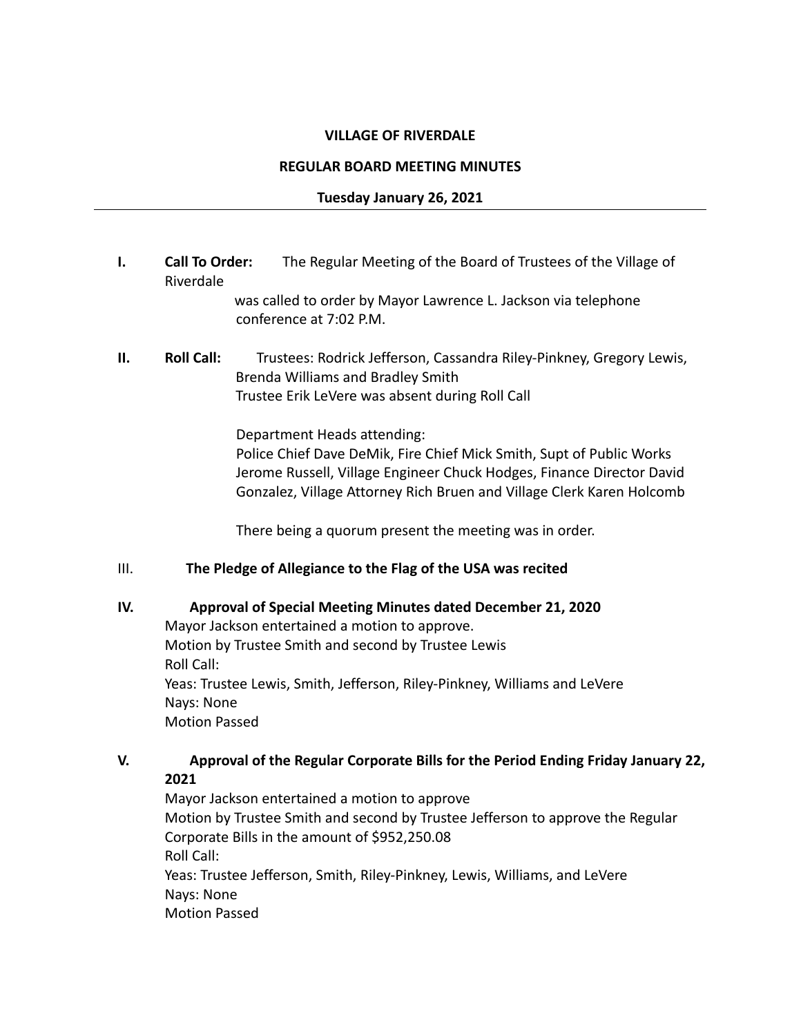**VILLAGE OF RIVERDALE**

**REGULAR BOARD MEETING MINUTES**

**Tuesday January 26, 2021**

---

**I. Call To Order:** The Regular Meeting of the Board of Trustees of the Village of Riverdale was called to order by Mayor Lawrence L. Jackson via telephone conference at 7:02 P.M.

**II. Roll Call:** Trustees: Rodrick Jefferson, Cassandra Riley-Pinkney, Gregory Lewis, Brenda Williams and Bradley Smith
Trustee Erik LeVere was absent during Roll Call

Department Heads attending:
Police Chief Dave DeMik, Fire Chief Mick Smith, Supt of Public Works Jerome Russell, Village Engineer Chuck Hodges, Finance Director David Gonzalez, Village Attorney Rich Bruen and Village Clerk Karen Holcomb

There being a quorum present the meeting was in order.

III. **The Pledge of Allegiance to the Flag of the USA was recited**

**IV. Approval of Special Meeting Minutes dated December 21, 2020**

Mayor Jackson entertained a motion to approve.
Motion by Trustee Smith and second by Trustee Lewis
Roll Call:
Yeas: Trustee Lewis, Smith, Jefferson, Riley-Pinkney, Williams and LeVere
Nays: None
Motion Passed

**V. Approval of the Regular Corporate Bills for the Period Ending Friday January 22, 2021**

Mayor Jackson entertained a motion to approve
Motion by Trustee Smith and second by Trustee Jefferson to approve the Regular Corporate Bills in the amount of $952,250.08
Roll Call:
Yeas: Trustee Jefferson, Smith, Riley-Pinkney, Lewis, Williams, and LeVere
Nays: None
Motion Passed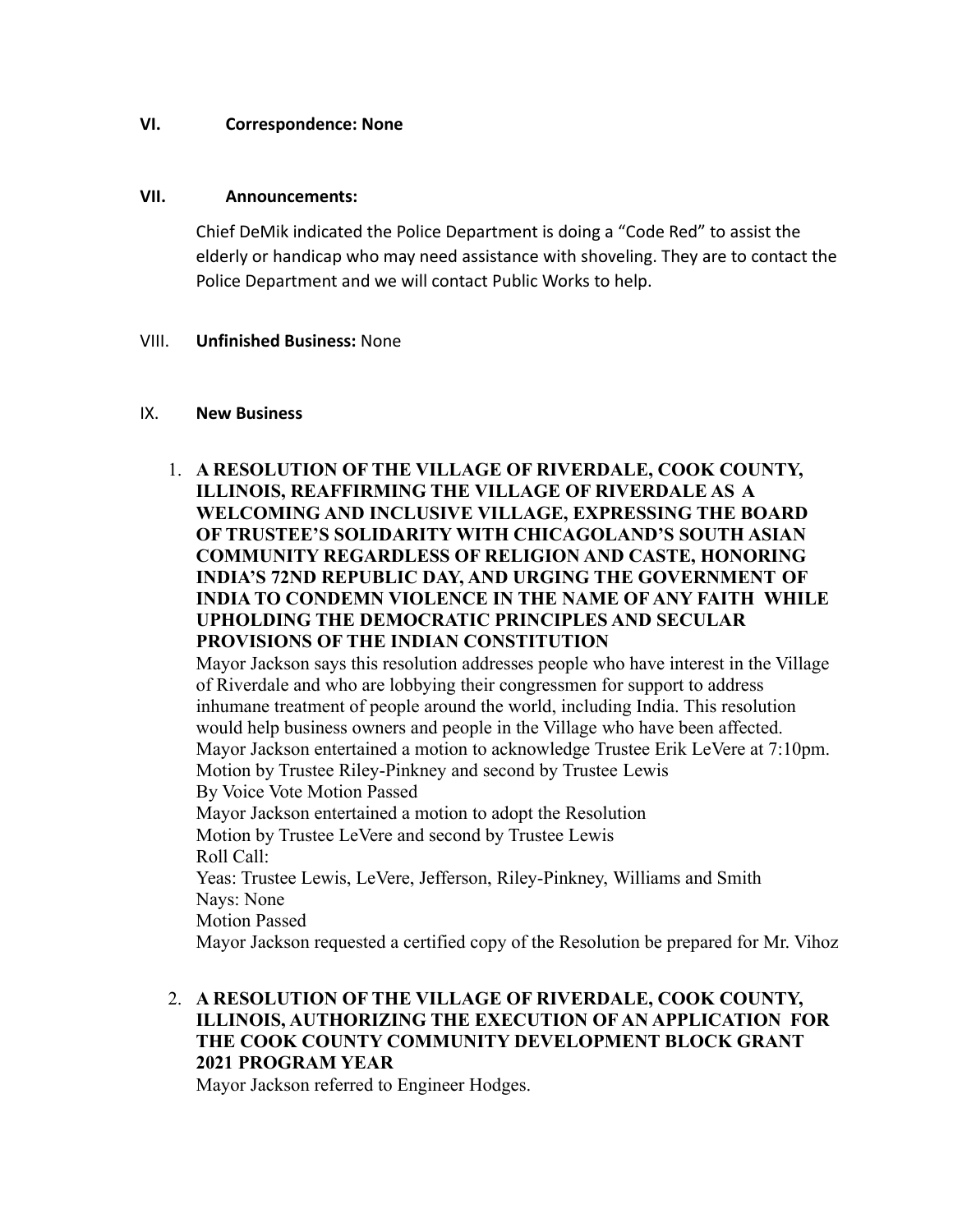**VI. Correspondence: None**

**VII. Announcements:**

Chief DeMik indicated the Police Department is doing a "Code Red" to assist the elderly or handicap who may need assistance with shoveling. They are to contact the Police Department and we will contact Public Works to help.

VIII. **Unfinished Business:** None

IX. **New Business**

1. **A RESOLUTION OF THE VILLAGE OF RIVERDALE, COOK COUNTY, ILLINOIS, REAFFIRMING THE VILLAGE OF RIVERDALE AS A WELCOMING AND INCLUSIVE VILLAGE, EXPRESSING THE BOARD OF TRUSTEE'S SOLIDARITY WITH CHICAGOLAND'S SOUTH ASIAN COMMUNITY REGARDLESS OF RELIGION AND CASTE, HONORING INDIA'S 72ND REPUBLIC DAY, AND URGING THE GOVERNMENT OF INDIA TO CONDEMN VIOLENCE IN THE NAME OF ANY FAITH WHILE UPHOLDING THE DEMOCRATIC PRINCIPLES AND SECULAR PROVISIONS OF THE INDIAN CONSTITUTION**

   Mayor Jackson says this resolution addresses people who have interest in the Village of Riverdale and who are lobbying their congressmen for support to address inhumane treatment of people around the world, including India. This resolution would help business owners and people in the Village who have been affected.
   Mayor Jackson entertained a motion to acknowledge Trustee Erik LeVere at 7:10pm.
   Motion by Trustee Riley-Pinkney and second by Trustee Lewis
   By Voice Vote Motion Passed
   Mayor Jackson entertained a motion to adopt the Resolution
   Motion by Trustee LeVere and second by Trustee Lewis
   Roll Call:
   Yeas: Trustee Lewis, LeVere, Jefferson, Riley-Pinkney, Williams and Smith
   Nays: None
   Motion Passed
   Mayor Jackson requested a certified copy of the Resolution be prepared for Mr. Vihoz

2. **A RESOLUTION OF THE VILLAGE OF RIVERDALE, COOK COUNTY, ILLINOIS, AUTHORIZING THE EXECUTION OF AN APPLICATION FOR THE COOK COUNTY COMMUNITY DEVELOPMENT BLOCK GRANT 2021 PROGRAM YEAR**

   Mayor Jackson referred to Engineer Hodges.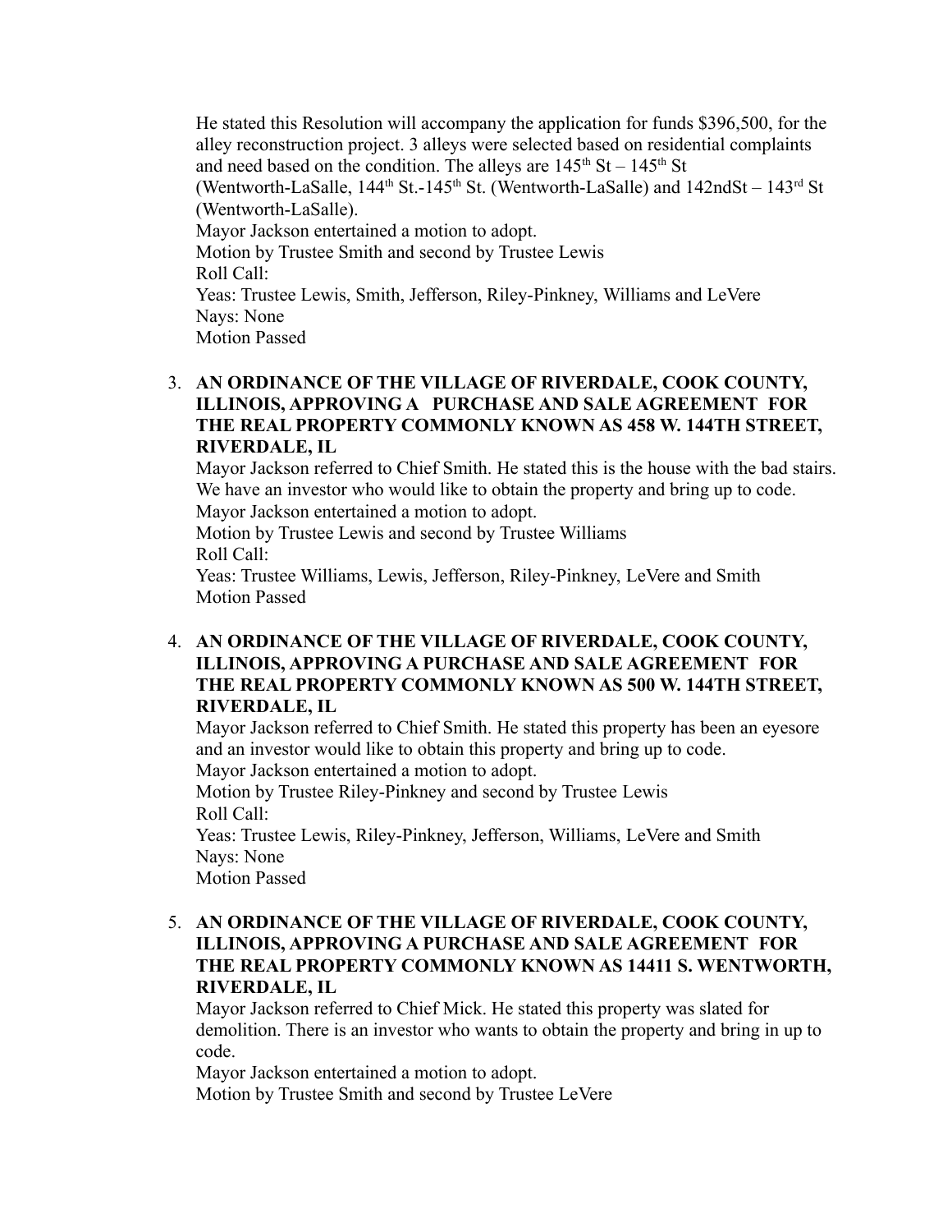He stated this Resolution will accompany the application for funds $396,500, for the alley reconstruction project. 3 alleys were selected based on residential complaints and need based on the condition. The alleys are 145th St – 145th St (Wentworth-LaSalle, 144th St.-145th St. (Wentworth-LaSalle) and 142ndSt – 143rd St (Wentworth-LaSalle).
Mayor Jackson entertained a motion to adopt.
Motion by Trustee Smith and second by Trustee Lewis
Roll Call:
Yeas: Trustee Lewis, Smith, Jefferson, Riley-Pinkney, Williams and LeVere
Nays: None
Motion Passed

3. **AN ORDINANCE OF THE VILLAGE OF RIVERDALE, COOK COUNTY, ILLINOIS, APPROVING A PURCHASE AND SALE AGREEMENT FOR THE REAL PROPERTY COMMONLY KNOWN AS 458 W. 144TH STREET, RIVERDALE, IL**
   Mayor Jackson referred to Chief Smith. He stated this is the house with the bad stairs. We have an investor who would like to obtain the property and bring up to code.
   Mayor Jackson entertained a motion to adopt.
   Motion by Trustee Lewis and second by Trustee Williams
   Roll Call:
   Yeas: Trustee Williams, Lewis, Jefferson, Riley-Pinkney, LeVere and Smith
   Motion Passed

4. **AN ORDINANCE OF THE VILLAGE OF RIVERDALE, COOK COUNTY, ILLINOIS, APPROVING A PURCHASE AND SALE AGREEMENT FOR THE REAL PROPERTY COMMONLY KNOWN AS 500 W. 144TH STREET, RIVERDALE, IL**
   Mayor Jackson referred to Chief Smith. He stated this property has been an eyesore and an investor would like to obtain this property and bring up to code.
   Mayor Jackson entertained a motion to adopt.
   Motion by Trustee Riley-Pinkney and second by Trustee Lewis
   Roll Call:
   Yeas: Trustee Lewis, Riley-Pinkney, Jefferson, Williams, LeVere and Smith
   Nays: None
   Motion Passed

5. **AN ORDINANCE OF THE VILLAGE OF RIVERDALE, COOK COUNTY, ILLINOIS, APPROVING A PURCHASE AND SALE AGREEMENT FOR THE REAL PROPERTY COMMONLY KNOWN AS 14411 S. WENTWORTH, RIVERDALE, IL**
   Mayor Jackson referred to Chief Mick. He stated this property was slated for demolition. There is an investor who wants to obtain the property and bring in up to code.
   Mayor Jackson entertained a motion to adopt.
   Motion by Trustee Smith and second by Trustee LeVere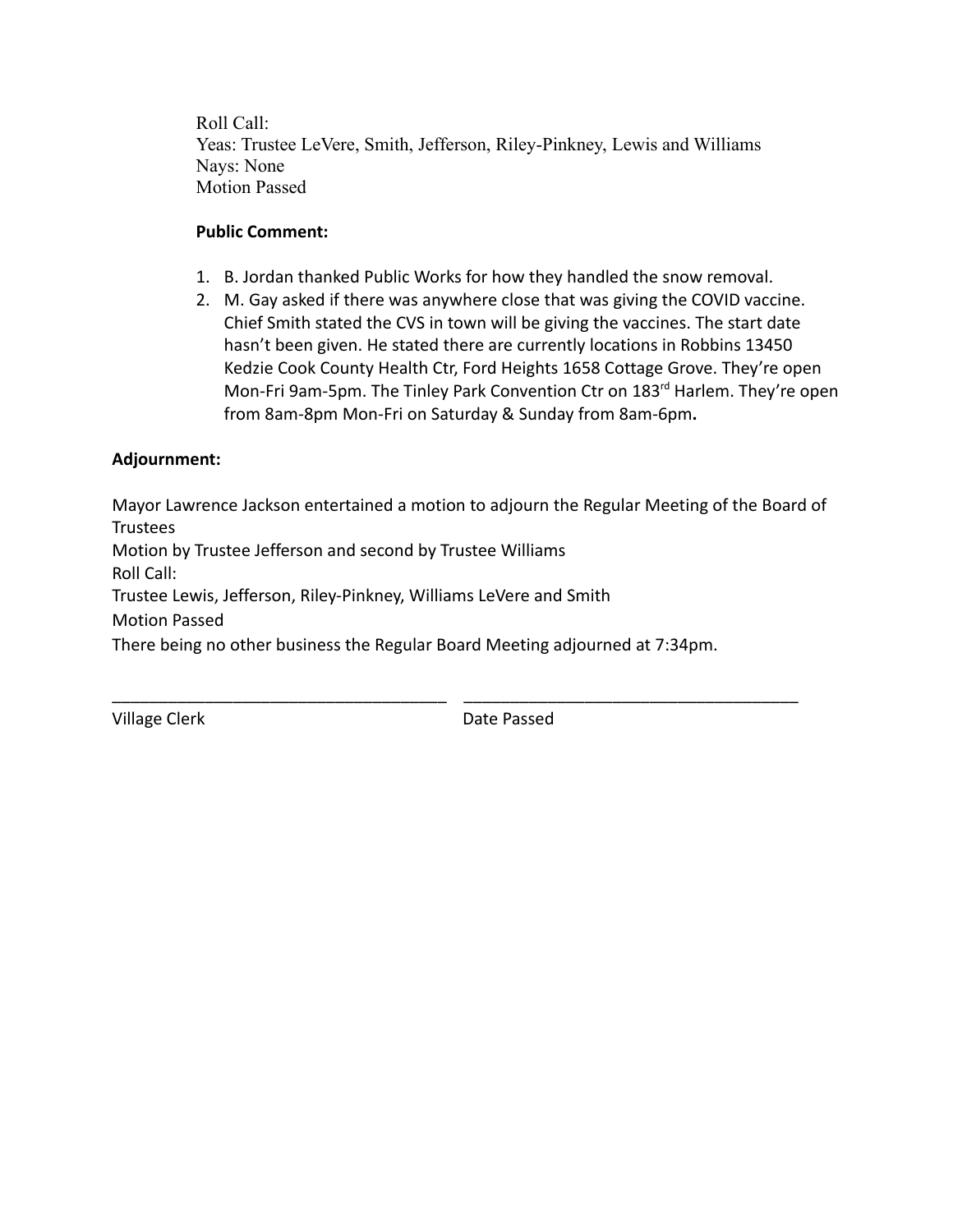Roll Call:
Yeas: Trustee LeVere, Smith, Jefferson, Riley-Pinkney, Lewis and Williams
Nays: None
Motion Passed

**Public Comment:**

1. B. Jordan thanked Public Works for how they handled the snow removal.
2. M. Gay asked if there was anywhere close that was giving the COVID vaccine. Chief Smith stated the CVS in town will be giving the vaccines. The start date hasn't been given. He stated there are currently locations in Robbins 13450 Kedzie Cook County Health Ctr, Ford Heights 1658 Cottage Grove. They're open Mon-Fri 9am-5pm. The Tinley Park Convention Ctr on 183rd Harlem. They're open from 8am-8pm Mon-Fri on Saturday & Sunday from 8am-6pm**.**

**Adjournment:**

Mayor Lawrence Jackson entertained a motion to adjourn the Regular Meeting of the Board of Trustees
Motion by Trustee Jefferson and second by Trustee Williams
Roll Call:
Trustee Lewis, Jefferson, Riley-Pinkney, Williams LeVere and Smith
Motion Passed
There being no other business the Regular Board Meeting adjourned at 7:34pm.

\_\_\_\_\_\_\_\_\_\_\_\_\_\_\_\_\_\_\_\_\_\_\_\_\_\_\_\_\_\_\_\_\_\_\_\_\_ \_\_\_\_\_\_\_\_\_\_\_\_\_\_\_\_\_\_\_\_\_\_\_\_\_\_\_\_\_\_\_\_\_\_\_\_\_
Village Clerk Date Passed